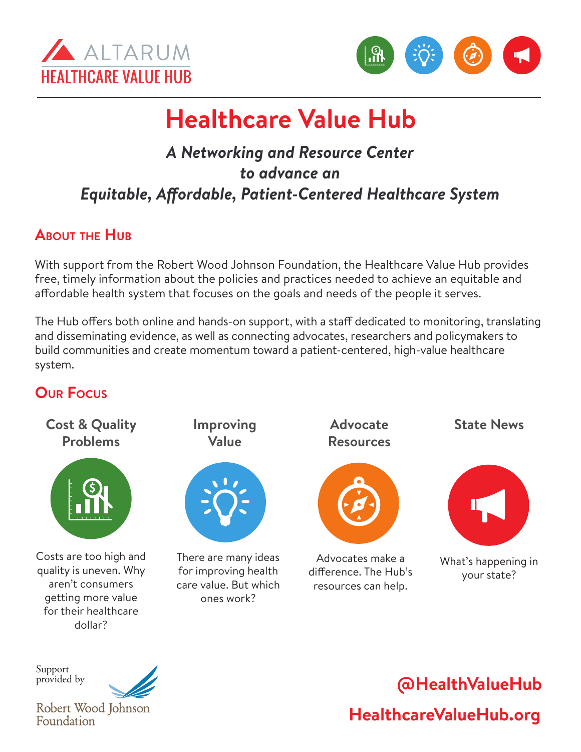ALTARUM
HEALTHCARE VALUE HUB

# Healthcare Value Hub

***A Networking and Resource Center to advance an Equitable, Affordable, Patient-Centered Healthcare System***

## About the Hub

With support from the Robert Wood Johnson Foundation, the Healthcare Value Hub provides free, timely information about the policies and practices needed to achieve an equitable and affordable health system that focuses on the goals and needs of the people it serves.

The Hub offers both online and hands-on support, with a staff dedicated to monitoring, translating and disseminating evidence, as well as connecting advocates, researchers and policymakers to build communities and create momentum toward a patient-centered, high-value healthcare system.

## Our Focus

**Cost & Quality Problems**

Costs are too high and quality is uneven. Why aren't consumers getting more value for their healthcare dollar?

**Improving Value**

There are many ideas for improving health care value. But which ones work?

**Advocate Resources**

Advocates make a difference. The Hub's resources can help.

**State News**

What's happening in your state?

Support provided by Robert Wood Johnson Foundation

**@HealthValueHub**

**HealthcareValueHub.org**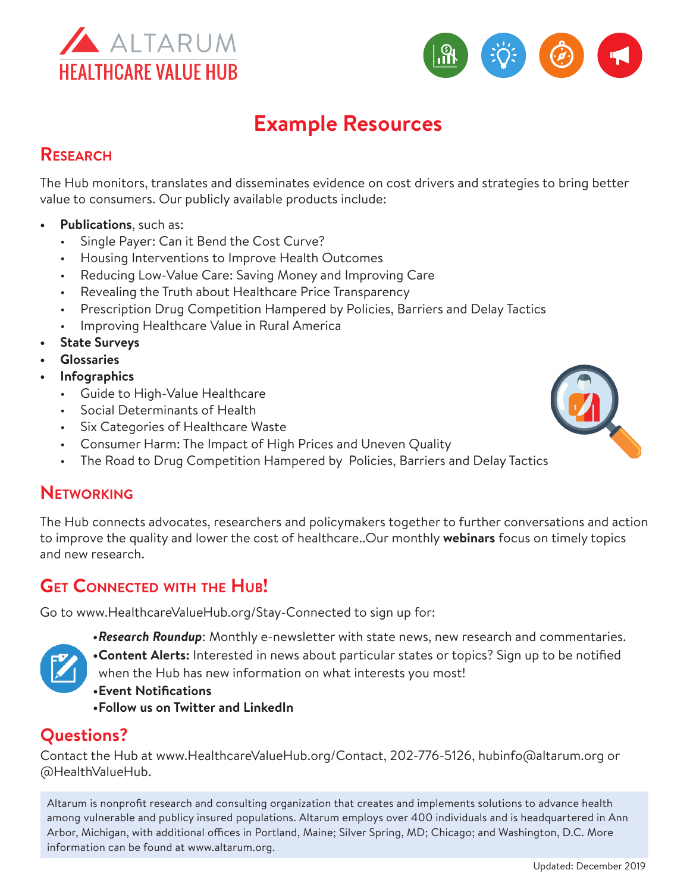ALTARUM
HEALTHCARE VALUE HUB

# Example Resources

## Research

The Hub monitors, translates and disseminates evidence on cost drivers and strategies to bring better value to consumers. Our publicly available products include:

- **Publications**, such as:
  - Single Payer: Can it Bend the Cost Curve?
  - Housing Interventions to Improve Health Outcomes
  - Reducing Low-Value Care: Saving Money and Improving Care
  - Revealing the Truth about Healthcare Price Transparency
  - Prescription Drug Competition Hampered by Policies, Barriers and Delay Tactics
  - Improving Healthcare Value in Rural America
- **State Surveys**
- **Glossaries**
- **Infographics**
  - Guide to High-Value Healthcare
  - Social Determinants of Health
  - Six Categories of Healthcare Waste
  - Consumer Harm: The Impact of High Prices and Uneven Quality
  - The Road to Drug Competition Hampered by Policies, Barriers and Delay Tactics

## Networking

The Hub connects advocates, researchers and policymakers together to further conversations and action to improve the quality and lower the cost of healthcare..Our monthly **webinars** focus on timely topics and new research.

## Get Connected with the Hub!

Go to www.HealthcareValueHub.org/Stay-Connected to sign up for:

- ***Research Roundup***: Monthly e-newsletter with state news, new research and commentaries.
- **Content Alerts:** Interested in news about particular states or topics? Sign up to be notified when the Hub has new information on what interests you most!
- **Event Notifications**
- **Follow us on Twitter and LinkedIn**

## Questions?

Contact the Hub at www.HealthcareValueHub.org/Contact, 202-776-5126, hubinfo@altarum.org or @HealthValueHub.

Altarum is nonprofit research and consulting organization that creates and implements solutions to advance health among vulnerable and publicy insured populations. Altarum employs over 400 individuals and is headquartered in Ann Arbor, Michigan, with additional offices in Portland, Maine; Silver Spring, MD; Chicago; and Washington, D.C. More information can be found at www.altarum.org.

Updated: December 2019